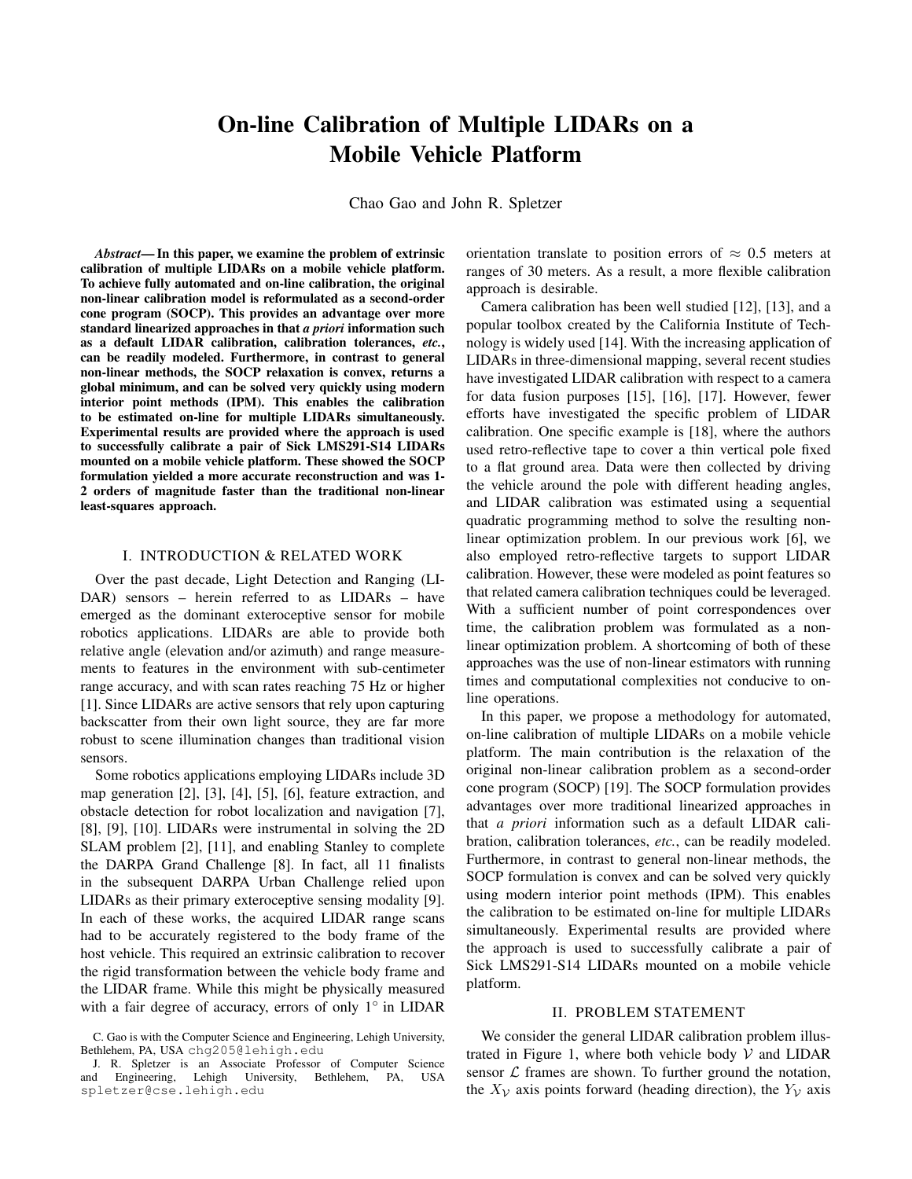# On-line Calibration of Multiple LIDARs on a Mobile Vehicle Platform

Chao Gao and John R. Spletzer

***Abstract*— In this paper, we examine the problem of extrinsic calibration of multiple LIDARs on a mobile vehicle platform. To achieve fully automated and on-line calibration, the original non-linear calibration model is reformulated as a second-order cone program (SOCP). This provides an advantage over more standard linearized approaches in that *a priori* information such as a default LIDAR calibration, calibration tolerances, *etc.*, can be readily modeled. Furthermore, in contrast to general non-linear methods, the SOCP relaxation is convex, returns a global minimum, and can be solved very quickly using modern interior point methods (IPM). This enables the calibration to be estimated on-line for multiple LIDARs simultaneously. Experimental results are provided where the approach is used to successfully calibrate a pair of Sick LMS291-S14 LIDARs mounted on a mobile vehicle platform. These showed the SOCP formulation yielded a more accurate reconstruction and was 1-2 orders of magnitude faster than the traditional non-linear least-squares approach.**

## I. INTRODUCTION & RELATED WORK

Over the past decade, Light Detection and Ranging (LIDAR) sensors – herein referred to as LIDARs – have emerged as the dominant exteroceptive sensor for mobile robotics applications. LIDARs are able to provide both relative angle (elevation and/or azimuth) and range measurements to features in the environment with sub-centimeter range accuracy, and with scan rates reaching 75 Hz or higher [1]. Since LIDARs are active sensors that rely upon capturing backscatter from their own light source, they are far more robust to scene illumination changes than traditional vision sensors.

Some robotics applications employing LIDARs include 3D map generation [2], [3], [4], [5], [6], feature extraction, and obstacle detection for robot localization and navigation [7], [8], [9], [10]. LIDARs were instrumental in solving the 2D SLAM problem [2], [11], and enabling Stanley to complete the DARPA Grand Challenge [8]. In fact, all 11 finalists in the subsequent DARPA Urban Challenge relied upon LIDARs as their primary exteroceptive sensing modality [9]. In each of these works, the acquired LIDAR range scans had to be accurately registered to the body frame of the host vehicle. This required an extrinsic calibration to recover the rigid transformation between the vehicle body frame and the LIDAR frame. While this might be physically measured with a fair degree of accuracy, errors of only $1^\circ$ in LIDAR orientation translate to position errors of $\approx$ 0.5 meters at ranges of 30 meters. As a result, a more flexible calibration approach is desirable.

Camera calibration has been well studied [12], [13], and a popular toolbox created by the California Institute of Technology is widely used [14]. With the increasing application of LIDARs in three-dimensional mapping, several recent studies have investigated LIDAR calibration with respect to a camera for data fusion purposes [15], [16], [17]. However, fewer efforts have investigated the specific problem of LIDAR calibration. One specific example is [18], where the authors used retro-reflective tape to cover a thin vertical pole fixed to a flat ground area. Data were then collected by driving the vehicle around the pole with different heading angles, and LIDAR calibration was estimated using a sequential quadratic programming method to solve the resulting non-linear optimization problem. In our previous work [6], we also employed retro-reflective targets to support LIDAR calibration. However, these were modeled as point features so that related camera calibration techniques could be leveraged. With a sufficient number of point correspondences over time, the calibration problem was formulated as a non-linear optimization problem. A shortcoming of both of these approaches was the use of non-linear estimators with running times and computational complexities not conducive to on-line operations.

In this paper, we propose a methodology for automated, on-line calibration of multiple LIDARs on a mobile vehicle platform. The main contribution is the relaxation of the original non-linear calibration problem as a second-order cone program (SOCP) [19]. The SOCP formulation provides advantages over more traditional linearized approaches in that *a priori* information such as a default LIDAR calibration, calibration tolerances, *etc.*, can be readily modeled. Furthermore, in contrast to general non-linear methods, the SOCP formulation is convex and can be solved very quickly using modern interior point methods (IPM). This enables the calibration to be estimated on-line for multiple LIDARs simultaneously. Experimental results are provided where the approach is used to successfully calibrate a pair of Sick LMS291-S14 LIDARs mounted on a mobile vehicle platform.

## II. PROBLEM STATEMENT

We consider the general LIDAR calibration problem illustrated in Figure 1, where both vehicle body $\mathcal{V}$ and LIDAR sensor $\mathcal{L}$ frames are shown. To further ground the notation, the $X_{\mathcal{V}}$ axis points forward (heading direction), the $Y_{\mathcal{V}}$ axis

C. Gao is with the Computer Science and Engineering, Lehigh University, Bethlehem, PA, USA chg205@lehigh.edu

J. R. Spletzer is an Associate Professor of Computer Science and Engineering, Lehigh University, Bethlehem, PA, USA spletzer@cse.lehigh.edu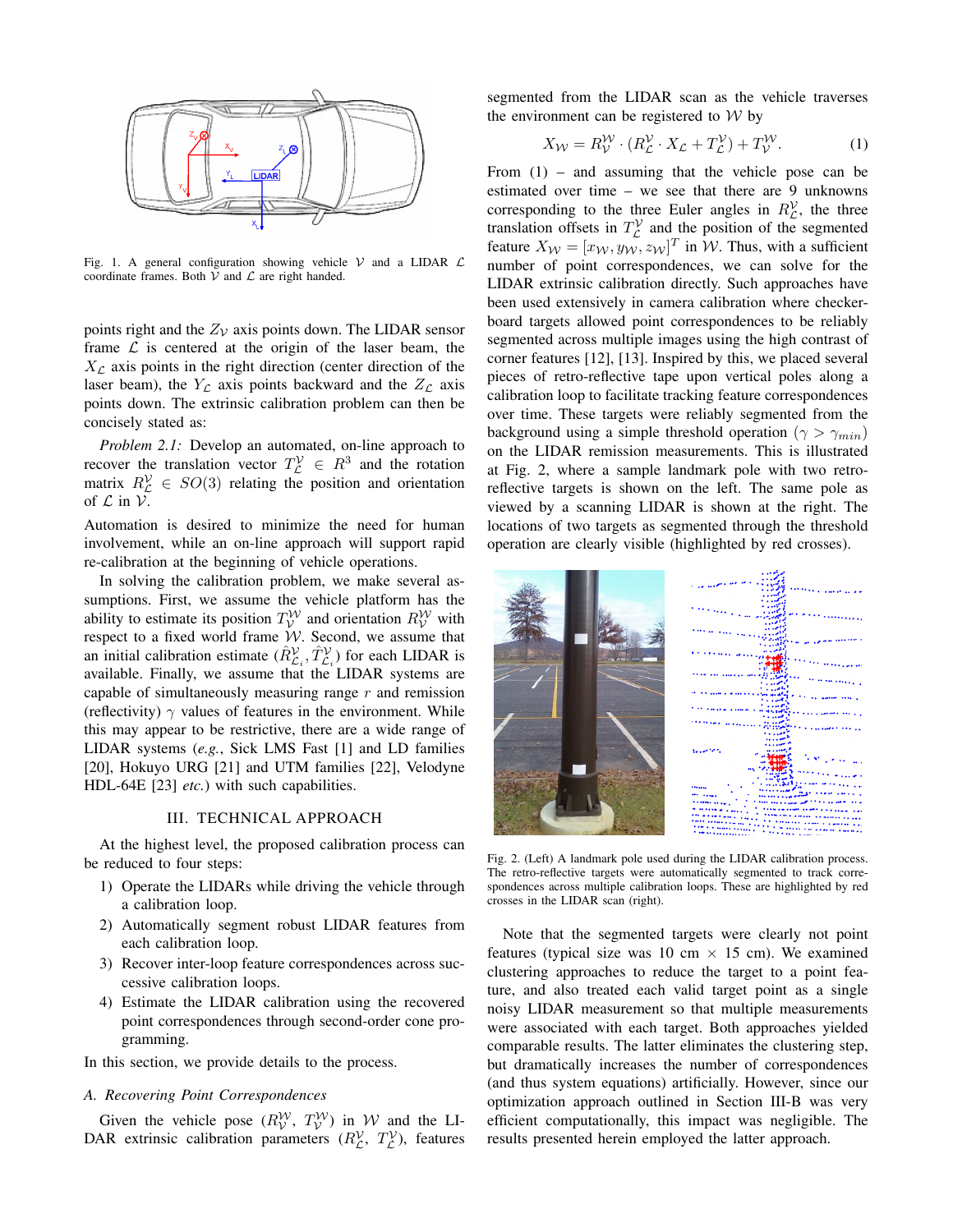Fig. 1. A general configuration showing vehicle $\mathcal{V}$ and a LIDAR $\mathcal{L}$ coordinate frames. Both $\mathcal{V}$ and $\mathcal{L}$ are right handed.

points right and the $Z_{\mathcal{V}}$ axis points down. The LIDAR sensor frame $\mathcal{L}$ is centered at the origin of the laser beam, the $X_{\mathcal{L}}$ axis points in the right direction (center direction of the laser beam), the $Y_{\mathcal{L}}$ axis points backward and the $Z_{\mathcal{L}}$ axis points down. The extrinsic calibration problem can then be concisely stated as:

*Problem 2.1:* Develop an automated, on-line approach to recover the translation vector $T_{\mathcal{L}}^{\mathcal{V}} \in R^3$ and the rotation matrix $R_{\mathcal{L}}^{\mathcal{V}} \in SO(3)$ relating the position and orientation of $\mathcal{L}$ in $\mathcal{V}$.

Automation is desired to minimize the need for human involvement, while an on-line approach will support rapid re-calibration at the beginning of vehicle operations.

In solving the calibration problem, we make several assumptions. First, we assume the vehicle platform has the ability to estimate its position $T_{\mathcal{V}}^{\mathcal{W}}$ and orientation $R_{\mathcal{V}}^{\mathcal{W}}$ with respect to a fixed world frame $\mathcal{W}$. Second, we assume that an initial calibration estimate $(\hat{R}_{\mathcal{L}_i}^{\mathcal{V}}, \hat{T}_{\mathcal{L}_i}^{\mathcal{V}})$ for each LIDAR is available. Finally, we assume that the LIDAR systems are capable of simultaneously measuring range $r$ and remission (reflectivity) $\gamma$ values of features in the environment. While this may appear to be restrictive, there are a wide range of LIDAR systems (*e.g.*, Sick LMS Fast [1] and LD families [20], Hokuyo URG [21] and UTM families [22], Velodyne HDL-64E [23] *etc.*) with such capabilities.

## III. TECHNICAL APPROACH

At the highest level, the proposed calibration process can be reduced to four steps:

1) Operate the LIDARs while driving the vehicle through a calibration loop.
2) Automatically segment robust LIDAR features from each calibration loop.
3) Recover inter-loop feature correspondences across successive calibration loops.
4) Estimate the LIDAR calibration using the recovered point correspondences through second-order cone programming.

In this section, we provide details to the process.

### A. Recovering Point Correspondences

Given the vehicle pose ($R_{\mathcal{V}}^{\mathcal{W}}$, $T_{\mathcal{V}}^{\mathcal{W}}$) in $\mathcal{W}$ and the LIDAR extrinsic calibration parameters ($R_{\mathcal{L}}^{\mathcal{V}}$, $T_{\mathcal{L}}^{\mathcal{V}}$), features segmented from the LIDAR scan as the vehicle traverses the environment can be registered to $\mathcal{W}$ by

$$X_{\mathcal{W}} = R_{\mathcal{V}}^{\mathcal{W}} \cdot (R_{\mathcal{L}}^{\mathcal{V}} \cdot X_{\mathcal{L}} + T_{\mathcal{L}}^{\mathcal{V}}) + T_{\mathcal{V}}^{\mathcal{W}}. \quad (1)$$

From (1) – and assuming that the vehicle pose can be estimated over time – we see that there are 9 unknowns corresponding to the three Euler angles in $R_{\mathcal{L}}^{\mathcal{V}}$, the three translation offsets in $T_{\mathcal{L}}^{\mathcal{V}}$ and the position of the segmented feature $X_{\mathcal{W}} = [x_{\mathcal{W}}, y_{\mathcal{W}}, z_{\mathcal{W}}]^T$ in $\mathcal{W}$. Thus, with a sufficient number of point correspondences, we can solve for the LIDAR extrinsic calibration directly. Such approaches have been used extensively in camera calibration where checkerboard targets allowed point correspondences to be reliably segmented across multiple images using the high contrast of corner features [12], [13]. Inspired by this, we placed several pieces of retro-reflective tape upon vertical poles along a calibration loop to facilitate tracking feature correspondences over time. These targets were reliably segmented from the background using a simple threshold operation ($\gamma > \gamma_{min}$) on the LIDAR remission measurements. This is illustrated at Fig. 2, where a sample landmark pole with two retro-reflective targets is shown on the left. The same pole as viewed by a scanning LIDAR is shown at the right. The locations of two targets as segmented through the threshold operation are clearly visible (highlighted by red crosses).

Fig. 2. (Left) A landmark pole used during the LIDAR calibration process. The retro-reflective targets were automatically segmented to track correspondences across multiple calibration loops. These are highlighted by red crosses in the LIDAR scan (right).

Note that the segmented targets were clearly not point features (typical size was 10 cm × 15 cm). We examined clustering approaches to reduce the target to a point feature, and also treated each valid target point as a single noisy LIDAR measurement so that multiple measurements were associated with each target. Both approaches yielded comparable results. The latter eliminates the clustering step, but dramatically increases the number of correspondences (and thus system equations) artificially. However, since our optimization approach outlined in Section III-B was very efficient computationally, this impact was negligible. The results presented herein employed the latter approach.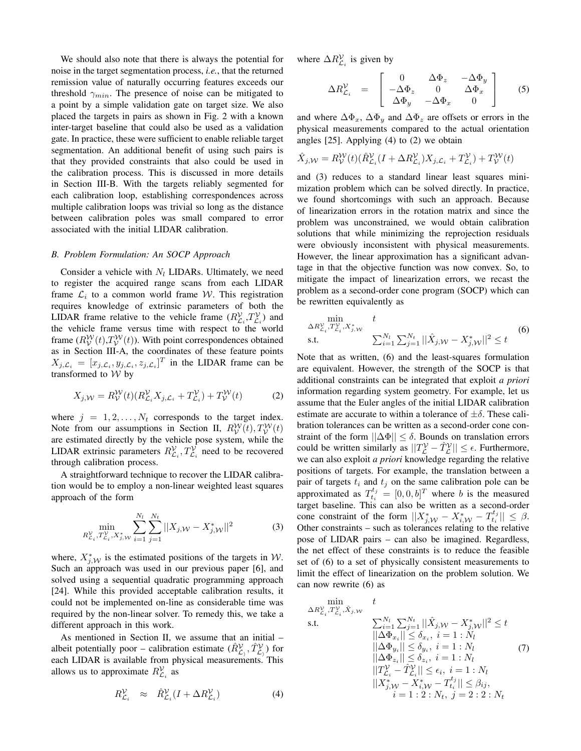We should also note that there is always the potential for noise in the target segmentation process, *i.e.*, that the returned remission value of naturally occurring features exceeds our threshold $\gamma_{min}$. The presence of noise can be mitigated to a point by a simple validation gate on target size. We also placed the targets in pairs as shown in Fig. 2 with a known inter-target baseline that could also be used as a validation gate. In practice, these were sufficient to enable reliable target segmentation. An additional benefit of using such pairs is that they provided constraints that also could be used in the calibration process. This is discussed in more details in Section III-B. With the targets reliably segmented for each calibration loop, establishing correspondences across multiple calibration loops was trivial so long as the distance between calibration poles was small compared to error associated with the initial LIDAR calibration.

### B. Problem Formulation: An SOCP Approach

Consider a vehicle with $N_l$ LIDARs. Ultimately, we need to register the acquired range scans from each LIDAR frame $\mathcal{L}_i$ to a common world frame $\mathcal{W}$. This registration requires knowledge of extrinsic parameters of both the LIDAR frame relative to the vehicle frame ($R^{\mathcal{V}}_{\mathcal{L}_i}$,$T^{\mathcal{V}}_{\mathcal{L}_i}$) and the vehicle frame versus time with respect to the world frame ($R^{\mathcal{W}}_{\mathcal{V}}(t)$,$T^{\mathcal{W}}_{\mathcal{V}}(t)$). With point correspondences obtained as in Section III-A, the coordinates of these feature points $X_{j,\mathcal{L}_i} = [x_{j,\mathcal{L}_i}, y_{j,\mathcal{L}_i}, z_{j,\mathcal{L}_i}]^T$ in the LIDAR frame can be transformed to $\mathcal{W}$ by

$$X_{j,\mathcal{W}} = R^{\mathcal{W}}_{\mathcal{V}}(t)(R^{\mathcal{V}}_{\mathcal{L}_i} X_{j,\mathcal{L}_i} + T^{\mathcal{V}}_{\mathcal{L}_i}) + T^{\mathcal{W}}_{\mathcal{V}}(t) \tag{2}$$

where $j = 1, 2, \ldots, N_t$ corresponds to the target index. Note from our assumptions in Section II, $R^{\mathcal{W}}_{\mathcal{V}}(t), T^{\mathcal{W}}_{\mathcal{V}}(t)$ are estimated directly by the vehicle pose system, while the LIDAR extrinsic parameters $R^{\mathcal{V}}_{\mathcal{L}_i}, T^{\mathcal{V}}_{\mathcal{L}_i}$ need to be recovered through calibration process.

A straightforward technique to recover the LIDAR calibration would be to employ a non-linear weighted least squares approach of the form

$$\min_{R^{\mathcal{V}}_{\mathcal{L}_i}, T^{\mathcal{V}}_{\mathcal{L}_i}, X^*_{j,\mathcal{W}}} \sum_{i=1}^{N_l} \sum_{j=1}^{N_t} ||X_{j,\mathcal{W}} - X^*_{j,\mathcal{W}}||^2 \tag{3}$$

where, $X^*_{j,\mathcal{W}}$ is the estimated positions of the targets in $\mathcal{W}$. Such an approach was used in our previous paper [6], and solved using a sequential quadratic programming approach [24]. While this provided acceptable calibration results, it could not be implemented on-line as considerable time was required by the non-linear solver. To remedy this, we take a different approach in this work.

As mentioned in Section II, we assume that an initial – albeit potentially poor – calibration estimate ($\hat{R}^{\mathcal{V}}_{\mathcal{L}_i}, \hat{T}^{\mathcal{V}}_{\mathcal{L}_i}$) for each LIDAR is available from physical measurements. This allows us to approximate $R^{\mathcal{V}}_{\mathcal{L}_i}$ as

$$R^{\mathcal{V}}_{\mathcal{L}_i} \approx \hat{R}^{\mathcal{V}}_{\mathcal{L}_i}(I + \Delta R^{\mathcal{V}}_{\mathcal{L}_i}) \tag{4}$$

where $\Delta R^{\mathcal{V}}_{\mathcal{L}_i}$ is given by

$$\Delta R^{\mathcal{V}}_{\mathcal{L}_i} = \begin{bmatrix} 0 & \Delta\Phi_z & -\Delta\Phi_y \\ -\Delta\Phi_z & 0 & \Delta\Phi_x \\ \Delta\Phi_y & -\Delta\Phi_x & 0 \end{bmatrix} \tag{5}$$

and where $\Delta\Phi_x$, $\Delta\Phi_y$ and $\Delta\Phi_z$ are offsets or errors in the physical measurements compared to the actual orientation angles [25]. Applying (4) to (2) we obtain

$$\hat{X}_{j,\mathcal{W}} = R^{\mathcal{W}}_{\mathcal{V}}(t)(\hat{R}^{\mathcal{V}}_{\mathcal{L}_i}(I + \Delta R^{\mathcal{V}}_{\mathcal{L}_i})X_{j,\mathcal{L}_i} + T^{\mathcal{V}}_{\mathcal{L}_i}) + T^{\mathcal{W}}_{\mathcal{V}}(t)$$

and (3) reduces to a standard linear least squares minimization problem which can be solved directly. In practice, we found shortcomings with such an approach. Because of linearization errors in the rotation matrix and since the problem was unconstrained, we would obtain calibration solutions that while minimizing the reprojection residuals were obviously inconsistent with physical measurements. However, the linear approximation has a significant advantage in that the objective function was now convex. So, to mitigate the impact of linearization errors, we recast the problem as a second-order cone program (SOCP) which can be rewritten equivalently as

$$\begin{array}{ll} \min\limits_{\Delta R^{\mathcal{V}}_{\mathcal{L}_i}, T^{\mathcal{V}}_{\mathcal{L}_i}, X^*_{j,\mathcal{W}}} & t \\ \text{s.t.} & \sum_{i=1}^{N_l} \sum_{j=1}^{N_t} ||\hat{X}_{j,\mathcal{W}} - X^*_{j,\mathcal{W}}||^2 \leq t \end{array} \tag{6}$$

Note that as written, (6) and the least-squares formulation are equivalent. However, the strength of the SOCP is that additional constraints can be integrated that exploit *a priori* information regarding system geometry. For example, let us assume that the Euler angles of the initial LIDAR calibration estimate are accurate to within a tolerance of $\pm\delta$. These calibration tolerances can be written as a second-order cone constraint of the form $||\Delta\Phi|| \leq \delta$. Bounds on translation errors could be written similarly as $||T^{\mathcal{V}}_{\mathcal{L}} - \hat{T}^{\mathcal{V}}_{\mathcal{L}}|| \leq \epsilon$. Furthermore, we can also exploit *a priori* knowledge regarding the relative positions of targets. For example, the translation between a pair of targets $t_i$ and $t_j$ on the same calibration pole can be approximated as $T^{t_j}_{t_i} = [0, 0, b]^T$ where $b$ is the measured target baseline. This can also be written as a second-order cone constraint of the form $||X^*_{j,\mathcal{W}} - X^*_{i,\mathcal{W}} - T^{t_j}_{t_i}|| \leq \beta$. Other constraints – such as tolerances relating to the relative pose of LIDAR pairs – can also be imagined. Regardless, the net effect of these constraints is to reduce the feasible set of (6) to a set of physically consistent measurements to limit the effect of linearization on the problem solution. We can now rewrite (6) as

$$\begin{array}{ll} \min\limits_{\Delta R^{\mathcal{V}}_{\mathcal{L}_i}, T^{\mathcal{V}}_{\mathcal{L}_i}, \hat{X}_{j,\mathcal{W}}} & t \\ \text{s.t.} & \sum_{i=1}^{N_l} \sum_{j=1}^{N_t} ||\hat{X}_{j,\mathcal{W}} - X^*_{j,\mathcal{W}}||^2 \leq t \\ & ||\Delta\Phi_{x_i}|| \leq \delta_{x_i},\ i = 1 : N_l \\ & ||\Delta\Phi_{y_i}|| \leq \delta_{y_i},\ i = 1 : N_l \\ & ||\Delta\Phi_{z_i}|| \leq \delta_{z_i},\ i = 1 : N_l \\ & ||T^{\mathcal{V}}_{\mathcal{L}_i} - \hat{T}^{\mathcal{V}}_{\mathcal{L}_i}|| \leq \epsilon_i,\ i = 1 : N_l \\ & ||X^*_{j,\mathcal{W}} - X^*_{i,\mathcal{W}} - T^{t_j}_{t_i}|| \leq \beta_{ij}, \\ & \quad i = 1 : 2 : N_t,\ j = 2 : 2 : N_t \end{array} \tag{7}$$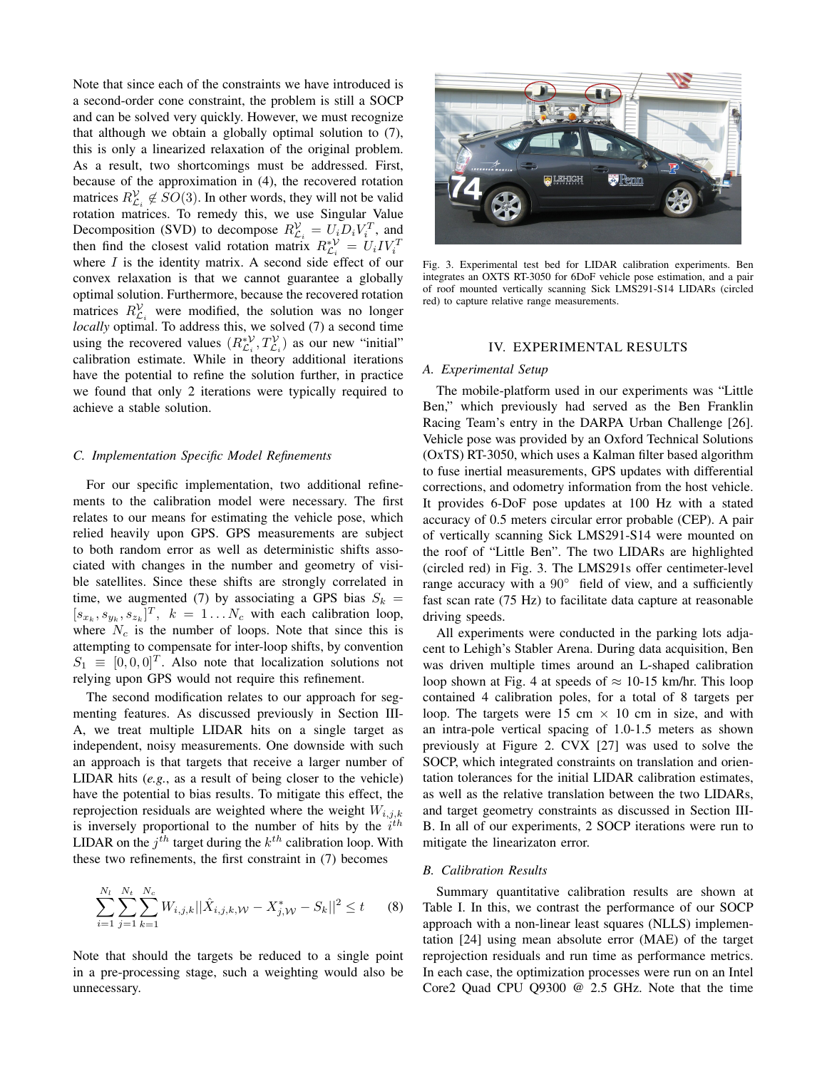Note that since each of the constraints we have introduced is a second-order cone constraint, the problem is still a SOCP and can be solved very quickly. However, we must recognize that although we obtain a globally optimal solution to (7), this is only a linearized relaxation of the original problem. As a result, two shortcomings must be addressed. First, because of the approximation in (4), the recovered rotation matrices $R^{\mathcal{V}}_{\mathcal{L}_i} \notin SO(3)$. In other words, they will not be valid rotation matrices. To remedy this, we use Singular Value Decomposition (SVD) to decompose $R^{\mathcal{V}}_{\mathcal{L}_i} = U_i D_i V_i^T$, and then find the closest valid rotation matrix $R^{*\mathcal{V}}_{\mathcal{L}_i} = U_i I V_i^T$ where $I$ is the identity matrix. A second side effect of our convex relaxation is that we cannot guarantee a globally optimal solution. Furthermore, because the recovered rotation matrices $R^{\mathcal{V}}_{\mathcal{L}_i}$ were modified, the solution was no longer *locally* optimal. To address this, we solved (7) a second time using the recovered values $(R^{*\mathcal{V}}_{\mathcal{L}_i}, T^{\mathcal{V}}_{\mathcal{L}_i})$ as our new "initial" calibration estimate. While in theory additional iterations have the potential to refine the solution further, in practice we found that only 2 iterations were typically required to achieve a stable solution.

### C. Implementation Specific Model Refinements

For our specific implementation, two additional refinements to the calibration model were necessary. The first relates to our means for estimating the vehicle pose, which relied heavily upon GPS. GPS measurements are subject to both random error as well as deterministic shifts associated with changes in the number and geometry of visible satellites. Since these shifts are strongly correlated in time, we augmented (7) by associating a GPS bias $S_k = [s_{x_k}, s_{y_k}, s_{z_k}]^T,\ k = 1 \dots N_c$ with each calibration loop, where $N_c$ is the number of loops. Note that since this is attempting to compensate for inter-loop shifts, by convention $S_1 \equiv [0, 0, 0]^T$. Also note that localization solutions not relying upon GPS would not require this refinement.

The second modification relates to our approach for segmenting features. As discussed previously in Section III-A, we treat multiple LIDAR hits on a single target as independent, noisy measurements. One downside with such an approach is that targets that receive a larger number of LIDAR hits (*e.g.*, as a result of being closer to the vehicle) have the potential to bias results. To mitigate this effect, the reprojection residuals are weighted where the weight $W_{i,j,k}$ is inversely proportional to the number of hits by the $i^{th}$ LIDAR on the $j^{th}$ target during the $k^{th}$ calibration loop. With these two refinements, the first constraint in (7) becomes

$$\sum_{i=1}^{N_l} \sum_{j=1}^{N_t} \sum_{k=1}^{N_c} W_{i,j,k} ||\hat{X}_{i,j,k,\mathcal{W}} - X^*_{j,\mathcal{W}} - S_k||^2 \le t \qquad (8)$$

Note that should the targets be reduced to a single point in a pre-processing stage, such a weighting would also be unnecessary.

Fig. 3. Experimental test bed for LIDAR calibration experiments. Ben integrates an OXTS RT-3050 for 6DoF vehicle pose estimation, and a pair of roof mounted vertically scanning Sick LMS291-S14 LIDARs (circled red) to capture relative range measurements.

## IV. EXPERIMENTAL RESULTS

### A. Experimental Setup

The mobile-platform used in our experiments was "Little Ben," which previously had served as the Ben Franklin Racing Team's entry in the DARPA Urban Challenge [26]. Vehicle pose was provided by an Oxford Technical Solutions (OxTS) RT-3050, which uses a Kalman filter based algorithm to fuse inertial measurements, GPS updates with differential corrections, and odometry information from the host vehicle. It provides 6-DoF pose updates at 100 Hz with a stated accuracy of 0.5 meters circular error probable (CEP). A pair of vertically scanning Sick LMS291-S14 were mounted on the roof of "Little Ben". The two LIDARs are highlighted (circled red) in Fig. 3. The LMS291s offer centimeter-level range accuracy with a 90° field of view, and a sufficiently fast scan rate (75 Hz) to facilitate data capture at reasonable driving speeds.

All experiments were conducted in the parking lots adjacent to Lehigh's Stabler Arena. During data acquisition, Ben was driven multiple times around an L-shaped calibration loop shown at Fig. 4 at speeds of $\approx$ 10-15 km/hr. This loop contained 4 calibration poles, for a total of 8 targets per loop. The targets were 15 cm $\times$ 10 cm in size, and with an intra-pole vertical spacing of 1.0-1.5 meters as shown previously at Figure 2. CVX [27] was used to solve the SOCP, which integrated constraints on translation and orientation tolerances for the initial LIDAR calibration estimates, as well as the relative translation between the two LIDARs, and target geometry constraints as discussed in Section III-B. In all of our experiments, 2 SOCP iterations were run to mitigate the linearizaton error.

### B. Calibration Results

Summary quantitative calibration results are shown at Table I. In this, we contrast the performance of our SOCP approach with a non-linear least squares (NLLS) implementation [24] using mean absolute error (MAE) of the target reprojection residuals and run time as performance metrics. In each case, the optimization processes were run on an Intel Core2 Quad CPU Q9300 @ 2.5 GHz. Note that the time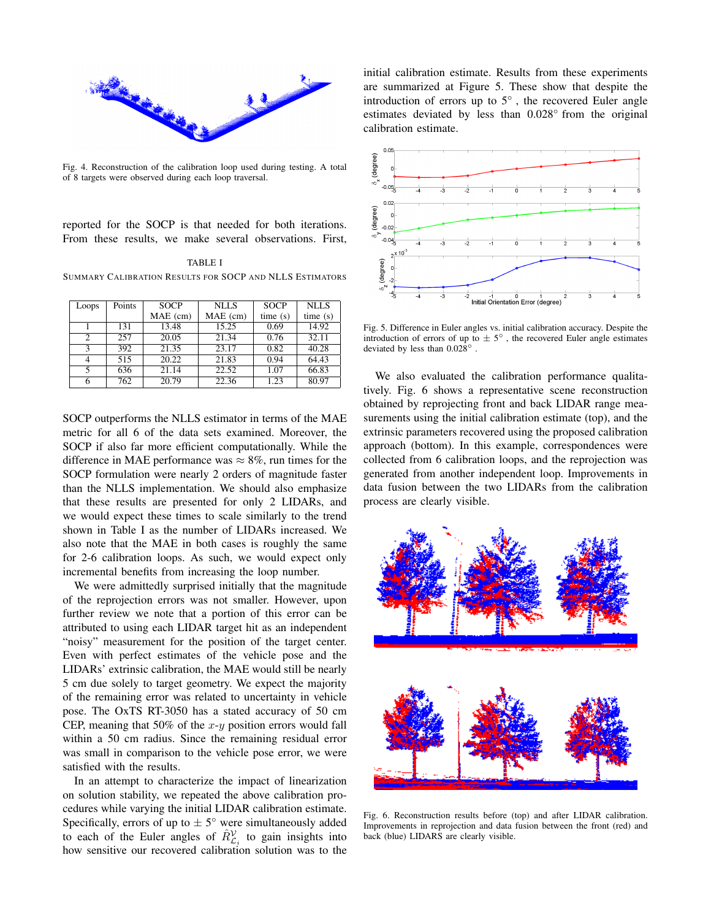Fig. 4. Reconstruction of the calibration loop used during testing. A total of 8 targets were observed during each loop traversal.

reported for the SOCP is that needed for both iterations. From these results, we make several observations. First,

TABLE I

SUMMARY CALIBRATION RESULTS FOR SOCP AND NLLS ESTIMATORS

| Loops | Points | SOCP MAE (cm) | NLLS MAE (cm) | SOCP time (s) | NLLS time (s) |
|---|---|---|---|---|---|
| 1 | 131 | 13.48 | 15.25 | 0.69 | 14.92 |
| 2 | 257 | 20.05 | 21.34 | 0.76 | 32.11 |
| 3 | 392 | 21.35 | 23.17 | 0.82 | 40.28 |
| 4 | 515 | 20.22 | 21.83 | 0.94 | 64.43 |
| 5 | 636 | 21.14 | 22.52 | 1.07 | 66.83 |
| 6 | 762 | 20.79 | 22.36 | 1.23 | 80.97 |

SOCP outperforms the NLLS estimator in terms of the MAE metric for all 6 of the data sets examined. Moreover, the SOCP if also far more efficient computationally. While the difference in MAE performance was $\approx 8\%$, run times for the SOCP formulation were nearly 2 orders of magnitude faster than the NLLS implementation. We should also emphasize that these results are presented for only 2 LIDARs, and we would expect these times to scale similarly to the trend shown in Table I as the number of LIDARs increased. We also note that the MAE in both cases is roughly the same for 2-6 calibration loops. As such, we would expect only incremental benefits from increasing the loop number.

We were admittedly surprised initially that the magnitude of the reprojection errors was not smaller. However, upon further review we note that a portion of this error can be attributed to using each LIDAR target hit as an independent "noisy" measurement for the position of the target center. Even with perfect estimates of the vehicle pose and the LIDARs' extrinsic calibration, the MAE would still be nearly 5 cm due solely to target geometry. We expect the majority of the remaining error was related to uncertainty in vehicle pose. The OxTS RT-3050 has a stated accuracy of 50 cm CEP, meaning that 50% of the $x$-$y$ position errors would fall within a 50 cm radius. Since the remaining residual error was small in comparison to the vehicle pose error, we were satisfied with the results.

In an attempt to characterize the impact of linearization on solution stability, we repeated the above calibration procedures while varying the initial LIDAR calibration estimate. Specifically, errors of up to $\pm$ 5° were simultaneously added to each of the Euler angles of $\hat{R}^{\mathcal{V}}_{\mathcal{L}_i}$ to gain insights into how sensitive our recovered calibration solution was to the initial calibration estimate. Results from these experiments are summarized at Figure 5. These show that despite the introduction of errors up to 5°, the recovered Euler angle estimates deviated by less than 0.028° from the original calibration estimate.

Fig. 5. Difference in Euler angles vs. initial calibration accuracy. Despite the introduction of errors of up to $\pm$ 5°, the recovered Euler angle estimates deviated by less than 0.028°.

We also evaluated the calibration performance qualitatively. Fig. 6 shows a representative scene reconstruction obtained by reprojecting front and back LIDAR range measurements using the initial calibration estimate (top), and the extrinsic parameters recovered using the proposed calibration approach (bottom). In this example, correspondences were collected from 6 calibration loops, and the reprojection was generated from another independent loop. Improvements in data fusion between the two LIDARs from the calibration process are clearly visible.

Fig. 6. Reconstruction results before (top) and after LIDAR calibration. Improvements in reprojection and data fusion between the front (red) and back (blue) LIDARS are clearly visible.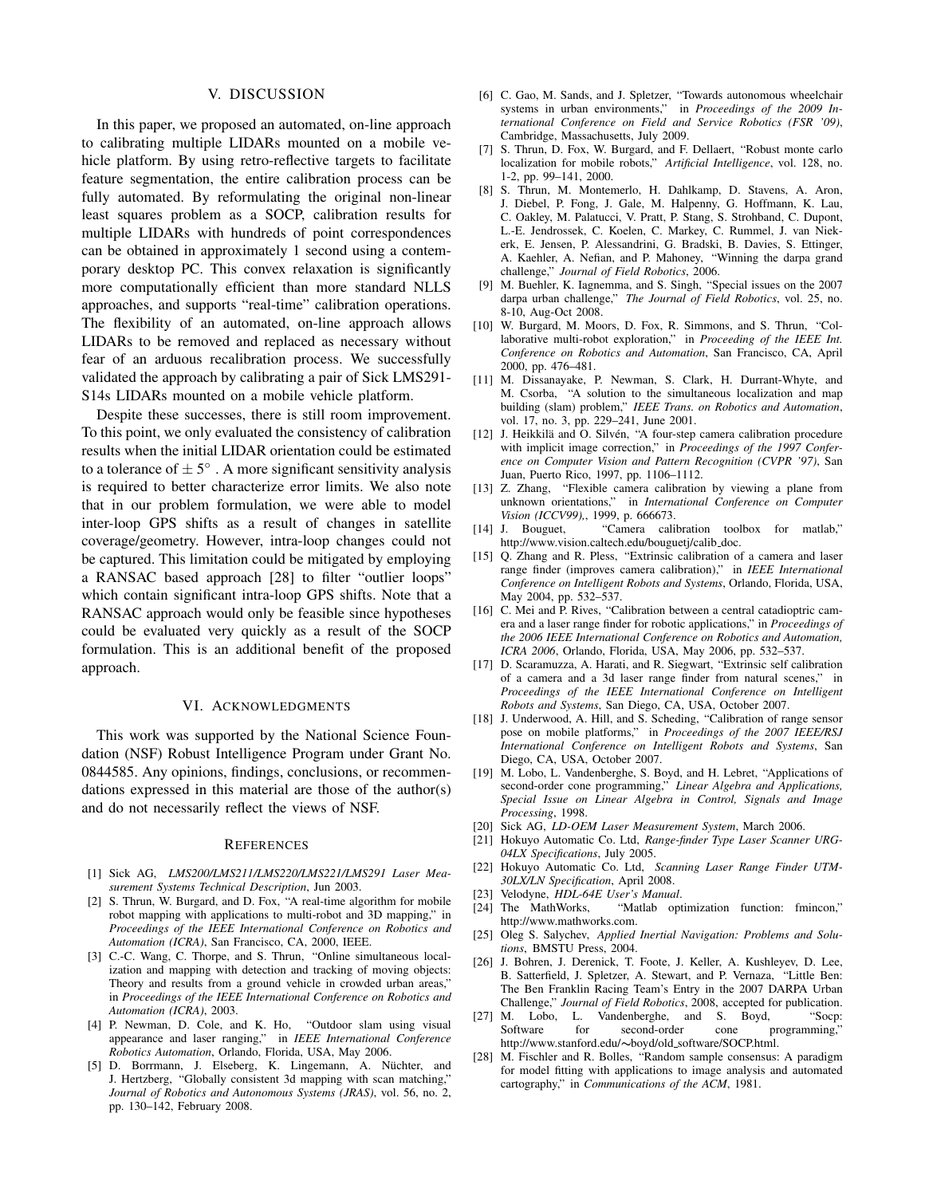## V. DISCUSSION

In this paper, we proposed an automated, on-line approach to calibrating multiple LIDARs mounted on a mobile vehicle platform. By using retro-reflective targets to facilitate feature segmentation, the entire calibration process can be fully automated. By reformulating the original non-linear least squares problem as a SOCP, calibration results for multiple LIDARs with hundreds of point correspondences can be obtained in approximately 1 second using a contemporary desktop PC. This convex relaxation is significantly more computationally efficient than more standard NLLS approaches, and supports "real-time" calibration operations. The flexibility of an automated, on-line approach allows LIDARs to be removed and replaced as necessary without fear of an arduous recalibration process. We successfully validated the approach by calibrating a pair of Sick LMS291-S14s LIDARs mounted on a mobile vehicle platform.

Despite these successes, there is still room improvement. To this point, we only evaluated the consistency of calibration results when the initial LIDAR orientation could be estimated to a tolerance of $\pm 5^\circ$ . A more significant sensitivity analysis is required to better characterize error limits. We also note that in our problem formulation, we were able to model inter-loop GPS shifts as a result of changes in satellite coverage/geometry. However, intra-loop changes could not be captured. This limitation could be mitigated by employing a RANSAC based approach [28] to filter "outlier loops" which contain significant intra-loop GPS shifts. Note that a RANSAC approach would only be feasible since hypotheses could be evaluated very quickly as a result of the SOCP formulation. This is an additional benefit of the proposed approach.

## VI. ACKNOWLEDGMENTS

This work was supported by the National Science Foundation (NSF) Robust Intelligence Program under Grant No. 0844585. Any opinions, findings, conclusions, or recommendations expressed in this material are those of the author(s) and do not necessarily reflect the views of NSF.

## REFERENCES

[1] Sick AG, *LMS200/LMS211/LMS220/LMS221/LMS291 Laser Measurement Systems Technical Description*, Jun 2003.

[2] S. Thrun, W. Burgard, and D. Fox, "A real-time algorithm for mobile robot mapping with applications to multi-robot and 3D mapping," in *Proceedings of the IEEE International Conference on Robotics and Automation (ICRA)*, San Francisco, CA, 2000, IEEE.

[3] C.-C. Wang, C. Thorpe, and S. Thrun, "Online simultaneous localization and mapping with detection and tracking of moving objects: Theory and results from a ground vehicle in crowded urban areas," in *Proceedings of the IEEE International Conference on Robotics and Automation (ICRA)*, 2003.

[4] P. Newman, D. Cole, and K. Ho, "Outdoor slam using visual appearance and laser ranging," in *IEEE International Conference Robotics Automation*, Orlando, Florida, USA, May 2006.

[5] D. Borrmann, J. Elseberg, K. Lingemann, A. Nüchter, and J. Hertzberg, "Globally consistent 3d mapping with scan matching," *Journal of Robotics and Autonomous Systems (JRAS)*, vol. 56, no. 2, pp. 130–142, February 2008.

[6] C. Gao, M. Sands, and J. Spletzer, "Towards autonomous wheelchair systems in urban environments," in *Proceedings of the 2009 International Conference on Field and Service Robotics (FSR '09)*, Cambridge, Massachusetts, July 2009.

[7] S. Thrun, D. Fox, W. Burgard, and F. Dellaert, "Robust monte carlo localization for mobile robots," *Artificial Intelligence*, vol. 128, no. 1-2, pp. 99–141, 2000.

[8] S. Thrun, M. Montemerlo, H. Dahlkamp, D. Stavens, A. Aron, J. Diebel, P. Fong, J. Gale, M. Halpenny, G. Hoffmann, K. Lau, C. Oakley, M. Palatucci, V. Pratt, P. Stang, S. Strohband, C. Dupont, L.-E. Jendrossek, C. Koelen, C. Markey, C. Rummel, J. van Niekerk, E. Jensen, P. Alessandrini, G. Bradski, B. Davies, S. Ettinger, A. Kaehler, A. Nefian, and P. Mahoney, "Winning the darpa grand challenge," *Journal of Field Robotics*, 2006.

[9] M. Buehler, K. Iagnemma, and S. Singh, "Special issues on the 2007 darpa urban challenge," *The Journal of Field Robotics*, vol. 25, no. 8-10, Aug-Oct 2008.

[10] W. Burgard, M. Moors, D. Fox, R. Simmons, and S. Thrun, "Collaborative multi-robot exploration," in *Proceeding of the IEEE Int. Conference on Robotics and Automation*, San Francisco, CA, April 2000, pp. 476–481.

[11] M. Dissanayake, P. Newman, S. Clark, H. Durrant-Whyte, and M. Csorba, "A solution to the simultaneous localization and map building (slam) problem," *IEEE Trans. on Robotics and Automation*, vol. 17, no. 3, pp. 229–241, June 2001.

[12] J. Heikkilä and O. Silvén, "A four-step camera calibration procedure with implicit image correction," in *Proceedings of the 1997 Conference on Computer Vision and Pattern Recognition (CVPR '97)*, San Juan, Puerto Rico, 1997, p. 1106–1112.

[13] Z. Zhang, "Flexible camera calibration by viewing a plane from unknown orientations," in *International Conference on Computer Vision (ICCV99)*, 1999, p. 666673.

[14] J. Bouguet, "Camera calibration toolbox for matlab," http://www.vision.caltech.edu/bouguetj/calib_doc.

[15] Q. Zhang and R. Pless, "Extrinsic calibration of a camera and laser range finder (improves camera calibration)," in *IEEE International Conference on Intelligent Robots and Systems*, Orlando, Florida, USA, May 2004, pp. 532–537.

[16] C. Mei and P. Rives, "Calibration between a central catadioptric camera and a laser range finder for robotic applications," in *Proceedings of the 2006 IEEE International Conference on Robotics and Automation, ICRA 2006*, Orlando, Florida, USA, May 2006, pp. 532–537.

[17] D. Scaramuzza, A. Harati, and R. Siegwart, "Extrinsic self calibration of a camera and a 3d laser range finder from natural scenes," in *Proceedings of the IEEE International Conference on Intelligent Robots and Systems*, San Diego, CA, USA, October 2007.

[18] J. Underwood, A. Hill, and S. Scheding, "Calibration of range sensor pose on mobile platforms," in *Proceedings of the 2007 IEEE/RSJ International Conference on Intelligent Robots and Systems*, San Diego, CA, USA, October 2007.

[19] M. Lobo, L. Vandenberghe, S. Boyd, and H. Lebret, "Applications of second-order cone programming," *Linear Algebra and Applications, Special Issue on Linear Algebra in Control, Signals and Image Processing*, 1998.

[20] Sick AG, *LD-OEM Laser Measurement System*, March 2006.

[21] Hokuyo Automatic Co. Ltd, *Range-finder Type Laser Scanner URG-04LX Specifications*, July 2005.

[22] Hokuyo Automatic Co. Ltd, *Scanning Laser Range Finder UTM-30LX/LN Specification*, April 2008.

[23] Velodyne, *HDL-64E User's Manual*.

[24] The MathWorks, "Matlab optimization function: fmincon," http://www.mathworks.com.

[25] Oleg S. Salychev, *Applied Inertial Navigation: Problems and Solutions*, BMSTU Press, 2004.

[26] J. Bohren, J. Derenick, T. Foote, J. Keller, A. Kushleyev, D. Lee, B. Satterfield, J. Spletzer, A. Stewart, and P. Vernaza, "Little Ben: The Ben Franklin Racing Team's Entry in the 2007 DARPA Urban Challenge," *Journal of Field Robotics*, 2008, accepted for publication.

[27] M. Lobo, L. Vandenberghe, and S. Boyd, "Socp: Software for second-order cone programming," http://www.stanford.edu/∼boyd/old_software/SOCP.html.

[28] M. Fischler and R. Bolles, "Random sample consensus: A paradigm for model fitting with applications to image analysis and automated cartography," in *Communications of the ACM*, 1981.